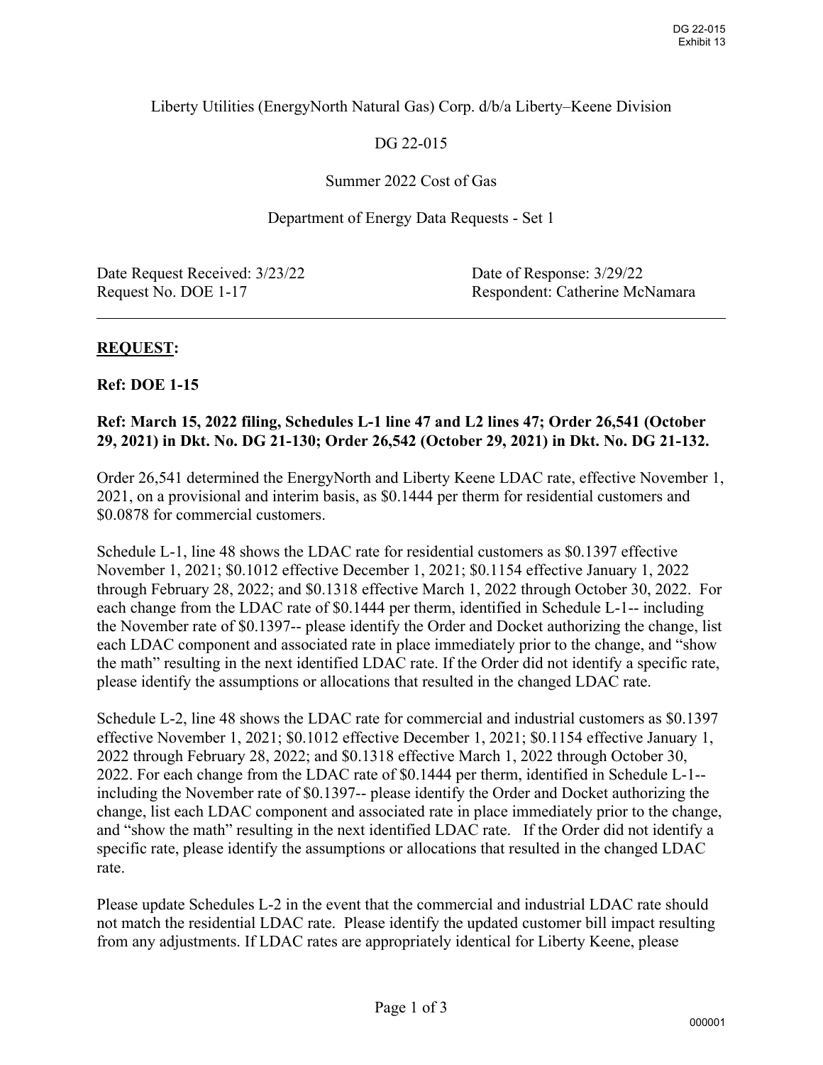Liberty Utilities (EnergyNorth Natural Gas) Corp. d/b/a Liberty–Keene Division

DG 22-015

Summer 2022 Cost of Gas

Department of Energy Data Requests - Set 1

| | |
|---|---|
| Date Request Received: 3/23/22 | Date of Response: 3/29/22 |
| Request No. DOE 1-17 | Respondent: Catherine McNamara |

---

**REQUEST:**

**Ref: DOE 1-15**

**Ref: March 15, 2022 filing, Schedules L-1 line 47 and L2 lines 47; Order 26,541 (October 29, 2021) in Dkt. No. DG 21-130; Order 26,542 (October 29, 2021) in Dkt. No. DG 21-132.**

Order 26,541 determined the EnergyNorth and Liberty Keene LDAC rate, effective November 1, 2021, on a provisional and interim basis, as $0.1444 per therm for residential customers and $0.0878 for commercial customers.

Schedule L-1, line 48 shows the LDAC rate for residential customers as $0.1397 effective November 1, 2021; $0.1012 effective December 1, 2021; $0.1154 effective January 1, 2022 through February 28, 2022; and $0.1318 effective March 1, 2022 through October 30, 2022. For each change from the LDAC rate of $0.1444 per therm, identified in Schedule L-1-- including the November rate of $0.1397-- please identify the Order and Docket authorizing the change, list each LDAC component and associated rate in place immediately prior to the change, and "show the math" resulting in the next identified LDAC rate. If the Order did not identify a specific rate, please identify the assumptions or allocations that resulted in the changed LDAC rate.

Schedule L-2, line 48 shows the LDAC rate for commercial and industrial customers as $0.1397 effective November 1, 2021; $0.1012 effective December 1, 2021; $0.1154 effective January 1, 2022 through February 28, 2022; and $0.1318 effective March 1, 2022 through October 30, 2022. For each change from the LDAC rate of $0.1444 per therm, identified in Schedule L-1-- including the November rate of $0.1397-- please identify the Order and Docket authorizing the change, list each LDAC component and associated rate in place immediately prior to the change, and "show the math" resulting in the next identified LDAC rate. If the Order did not identify a specific rate, please identify the assumptions or allocations that resulted in the changed LDAC rate.

Please update Schedules L-2 in the event that the commercial and industrial LDAC rate should not match the residential LDAC rate. Please identify the updated customer bill impact resulting from any adjustments. If LDAC rates are appropriately identical for Liberty Keene, please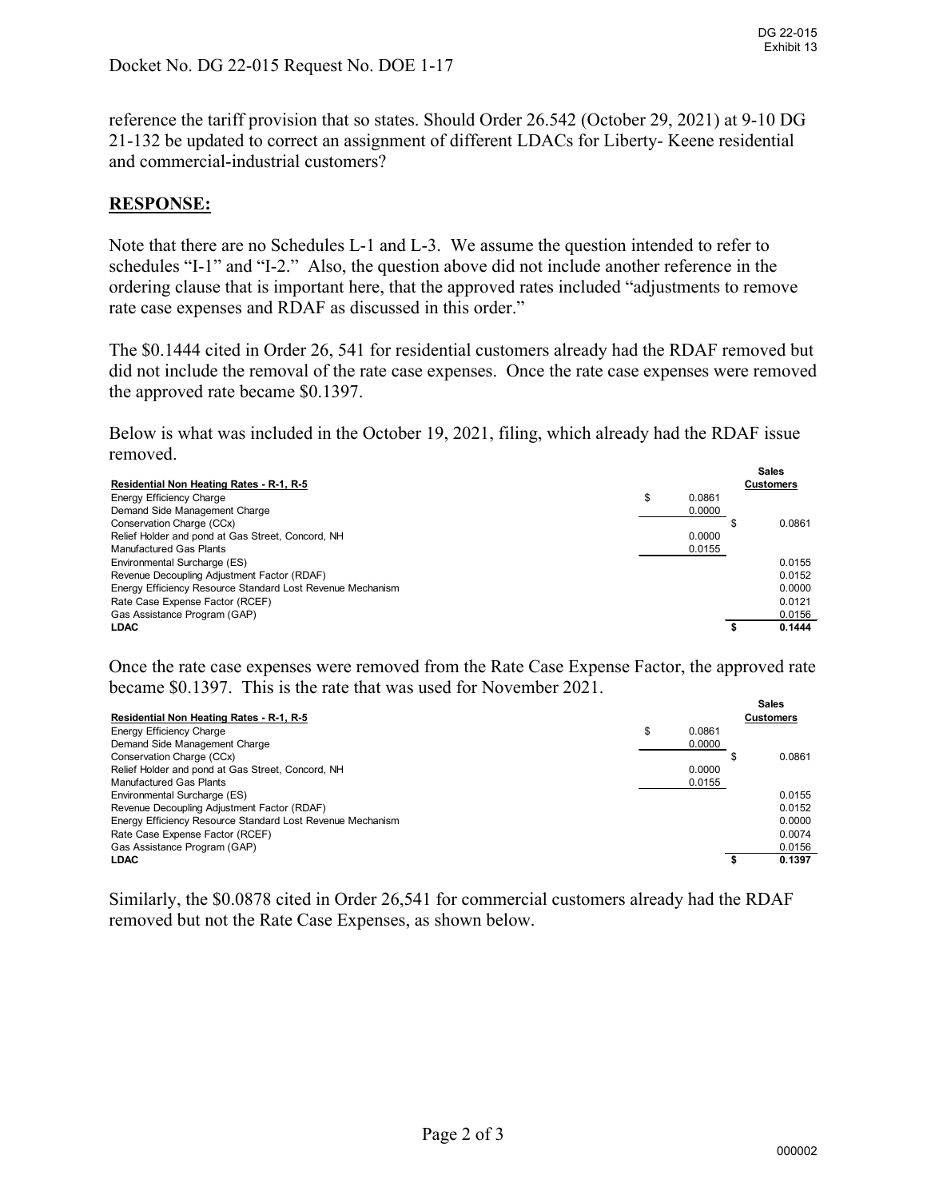Docket No. DG 22-015 Request No. DOE 1-17

reference the tariff provision that so states. Should Order 26.542 (October 29, 2021) at 9-10 DG 21-132 be updated to correct an assignment of different LDACs for Liberty- Keene residential and commercial-industrial customers?

## RESPONSE:

Note that there are no Schedules L-1 and L-3. We assume the question intended to refer to schedules "I-1" and "I-2." Also, the question above did not include another reference in the ordering clause that is important here, that the approved rates included "adjustments to remove rate case expenses and RDAF as discussed in this order."

The $0.1444 cited in Order 26, 541 for residential customers already had the RDAF removed but did not include the removal of the rate case expenses. Once the rate case expenses were removed the approved rate became $0.1397.

Below is what was included in the October 19, 2021, filing, which already had the RDAF issue removed.

| Residential Non Heating Rates - R-1, R-5 | | Sales Customers |
|---|---|---|
| Energy Efficiency Charge | $ 0.0861 | |
| Demand Side Management Charge | 0.0000 | |
| Conservation Charge (CCx) | | $ 0.0861 |
| Relief Holder and pond at Gas Street, Concord, NH | 0.0000 | |
| Manufactured Gas Plants | 0.0155 | |
| Environmental Surcharge (ES) | | 0.0155 |
| Revenue Decoupling Adjustment Factor (RDAF) | | 0.0152 |
| Energy Efficiency Resource Standard Lost Revenue Mechanism | | 0.0000 |
| Rate Case Expense Factor (RCEF) | | 0.0121 |
| Gas Assistance Program (GAP) | | 0.0156 |
| **LDAC** | | **$ 0.1444** |

Once the rate case expenses were removed from the Rate Case Expense Factor, the approved rate became $0.1397. This is the rate that was used for November 2021.

| Residential Non Heating Rates - R-1, R-5 | | Sales Customers |
|---|---|---|
| Energy Efficiency Charge | $ 0.0861 | |
| Demand Side Management Charge | 0.0000 | |
| Conservation Charge (CCx) | | $ 0.0861 |
| Relief Holder and pond at Gas Street, Concord, NH | 0.0000 | |
| Manufactured Gas Plants | 0.0155 | |
| Environmental Surcharge (ES) | | 0.0155 |
| Revenue Decoupling Adjustment Factor (RDAF) | | 0.0152 |
| Energy Efficiency Resource Standard Lost Revenue Mechanism | | 0.0000 |
| Rate Case Expense Factor (RCEF) | | 0.0074 |
| Gas Assistance Program (GAP) | | 0.0156 |
| **LDAC** | | **$ 0.1397** |

Similarly, the $0.0878 cited in Order 26,541 for commercial customers already had the RDAF removed but not the Rate Case Expenses, as shown below.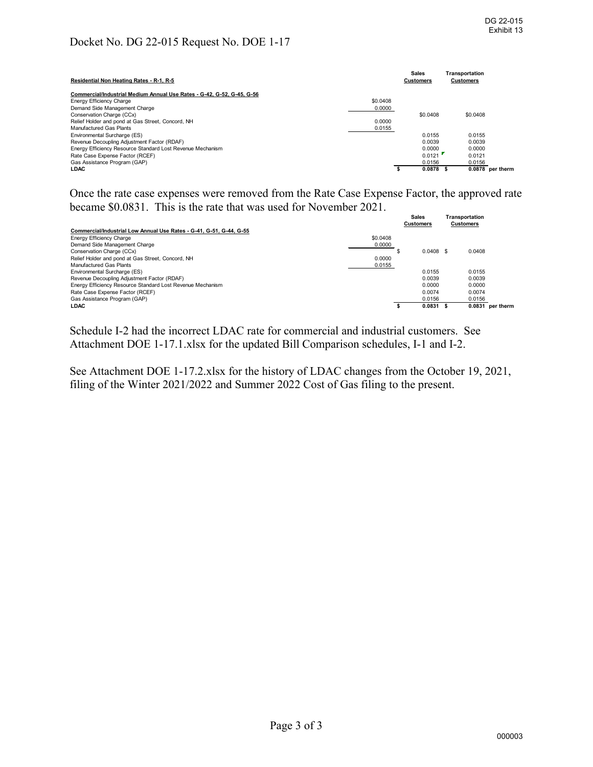Docket No. DG 22-015 Request No. DOE 1-17

| | | Sales Customers | Transportation Customers | |
|---|---|---|---|---|
| **Residential Non Heating Rates - R-1, R-5** | | | | |
| **Commercial/Industrial Medium Annual Use Rates - G-42, G-52, G-45, G-56** | | | | |
| Energy Efficiency Charge | $0.0408 | | | |
| Demand Side Management Charge | 0.0000 | | | |
| Conservation Charge (CCx) | | $0.0408 | $0.0408 | |
| Relief Holder and pond at Gas Street, Concord, NH | 0.0000 | | | |
| Manufactured Gas Plants | 0.0155 | | | |
| Environmental Surcharge (ES) | | 0.0155 | 0.0155 | |
| Revenue Decoupling Adjustment Factor (RDAF) | | 0.0039 | 0.0039 | |
| Energy Efficiency Resource Standard Lost Revenue Mechanism | | 0.0000 | 0.0000 | |
| Rate Case Expense Factor (RCEF) | | 0.0121 | 0.0121 | |
| Gas Assistance Program (GAP) | | 0.0156 | 0.0156 | |
| **LDAC** | | **$ 0.0878** | **$ 0.0878** | **per therm** |

Once the rate case expenses were removed from the Rate Case Expense Factor, the approved rate became $0.0831. This is the rate that was used for November 2021.

| | | Sales Customers | Transportation Customers | |
|---|---|---|---|---|
| **Commercial/Industrial Low Annual Use Rates - G-41, G-51, G-44, G-55** | | | | |
| Energy Efficiency Charge | $0.0408 | | | |
| Demand Side Management Charge | 0.0000 | | | |
| Conservation Charge (CCx) | | $ 0.0408 | $ 0.0408 | |
| Relief Holder and pond at Gas Street, Concord, NH | 0.0000 | | | |
| Manufactured Gas Plants | 0.0155 | | | |
| Environmental Surcharge (ES) | | 0.0155 | 0.0155 | |
| Revenue Decoupling Adjustment Factor (RDAF) | | 0.0039 | 0.0039 | |
| Energy Efficiency Resource Standard Lost Revenue Mechanism | | 0.0000 | 0.0000 | |
| Rate Case Expense Factor (RCEF) | | 0.0074 | 0.0074 | |
| Gas Assistance Program (GAP) | | 0.0156 | 0.0156 | |
| **LDAC** | | **$ 0.0831** | **$ 0.0831** | **per therm** |

Schedule I-2 had the incorrect LDAC rate for commercial and industrial customers. See Attachment DOE 1-17.1.xlsx for the updated Bill Comparison schedules, I-1 and I-2.

See Attachment DOE 1-17.2.xlsx for the history of LDAC changes from the October 19, 2021, filing of the Winter 2021/2022 and Summer 2022 Cost of Gas filing to the present.